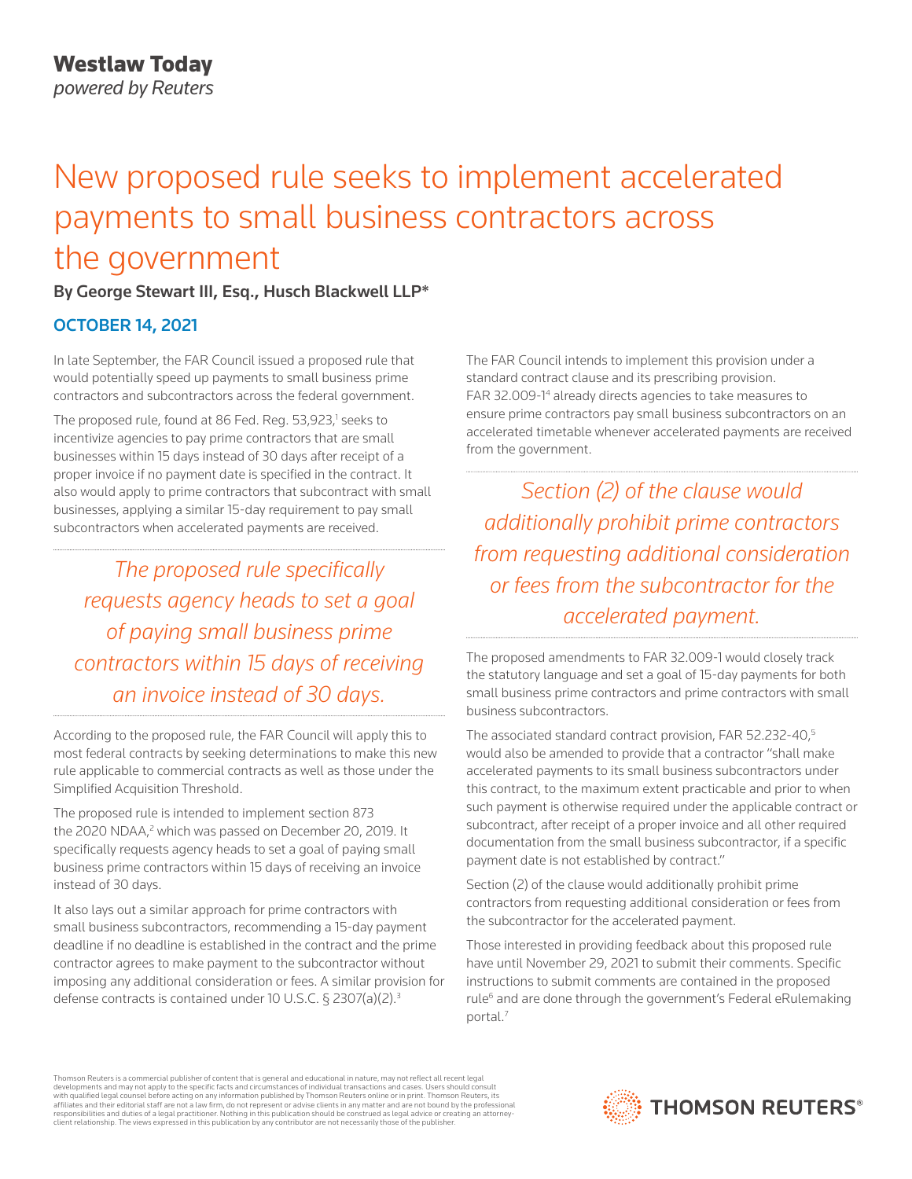**Westlaw Today**
*powered by Reuters*

# New proposed rule seeks to implement accelerated payments to small business contractors across the government

**By George Stewart III, Esq., Husch Blackwell LLP***

**OCTOBER 14, 2021**

In late September, the FAR Council issued a proposed rule that would potentially speed up payments to small business prime contractors and subcontractors across the federal government.

The proposed rule, found at 86 Fed. Reg. 53,923,[1] seeks to incentivize agencies to pay prime contractors that are small businesses within 15 days instead of 30 days after receipt of a proper invoice if no payment date is specified in the contract. It also would apply to prime contractors that subcontract with small businesses, applying a similar 15-day requirement to pay small subcontractors when accelerated payments are received.

> *The proposed rule specifically requests agency heads to set a goal of paying small business prime contractors within 15 days of receiving an invoice instead of 30 days.*

According to the proposed rule, the FAR Council will apply this to most federal contracts by seeking determinations to make this new rule applicable to commercial contracts as well as those under the Simplified Acquisition Threshold.

The proposed rule is intended to implement section 873 the 2020 NDAA,[2] which was passed on December 20, 2019. It specifically requests agency heads to set a goal of paying small business prime contractors within 15 days of receiving an invoice instead of 30 days.

It also lays out a similar approach for prime contractors with small business subcontractors, recommending a 15-day payment deadline if no deadline is established in the contract and the prime contractor agrees to make payment to the subcontractor without imposing any additional consideration or fees. A similar provision for defense contracts is contained under 10 U.S.C. § 2307(a)(2).[3]

The FAR Council intends to implement this provision under a standard contract clause and its prescribing provision. FAR 32.009-1[4] already directs agencies to take measures to ensure prime contractors pay small business subcontractors on an accelerated timetable whenever accelerated payments are received from the government.

> *Section (2) of the clause would additionally prohibit prime contractors from requesting additional consideration or fees from the subcontractor for the accelerated payment.*

The proposed amendments to FAR 32.009-1 would closely track the statutory language and set a goal of 15-day payments for both small business prime contractors and prime contractors with small business subcontractors.

The associated standard contract provision, FAR 52.232-40,[5] would also be amended to provide that a contractor "shall make accelerated payments to its small business subcontractors under this contract, to the maximum extent practicable and prior to when such payment is otherwise required under the applicable contract or subcontract, after receipt of a proper invoice and all other required documentation from the small business subcontractor, if a specific payment date is not established by contract."

Section (2) of the clause would additionally prohibit prime contractors from requesting additional consideration or fees from the subcontractor for the accelerated payment.

Those interested in providing feedback about this proposed rule have until November 29, 2021 to submit their comments. Specific instructions to submit comments are contained in the proposed rule[6] and are done through the government's Federal eRulemaking portal.[7]

Thomson Reuters is a commercial publisher of content that is general and educational in nature, may not reflect all recent legal developments and may not apply to the specific facts and circumstances of individual transactions and cases. Users should consult with qualified legal counsel before acting on any information published by Thomson Reuters online or in print. Thomson Reuters, its affiliates and their editorial staff are not a law firm, do not represent or advise clients in any matter and are not bound by the professional responsibilities and duties of a legal practitioner. Nothing in this publication should be construed as legal advice or creating an attorney-client relationship. The views expressed in this publication by any contributor are not necessarily those of the publisher.

THOMSON REUTERS®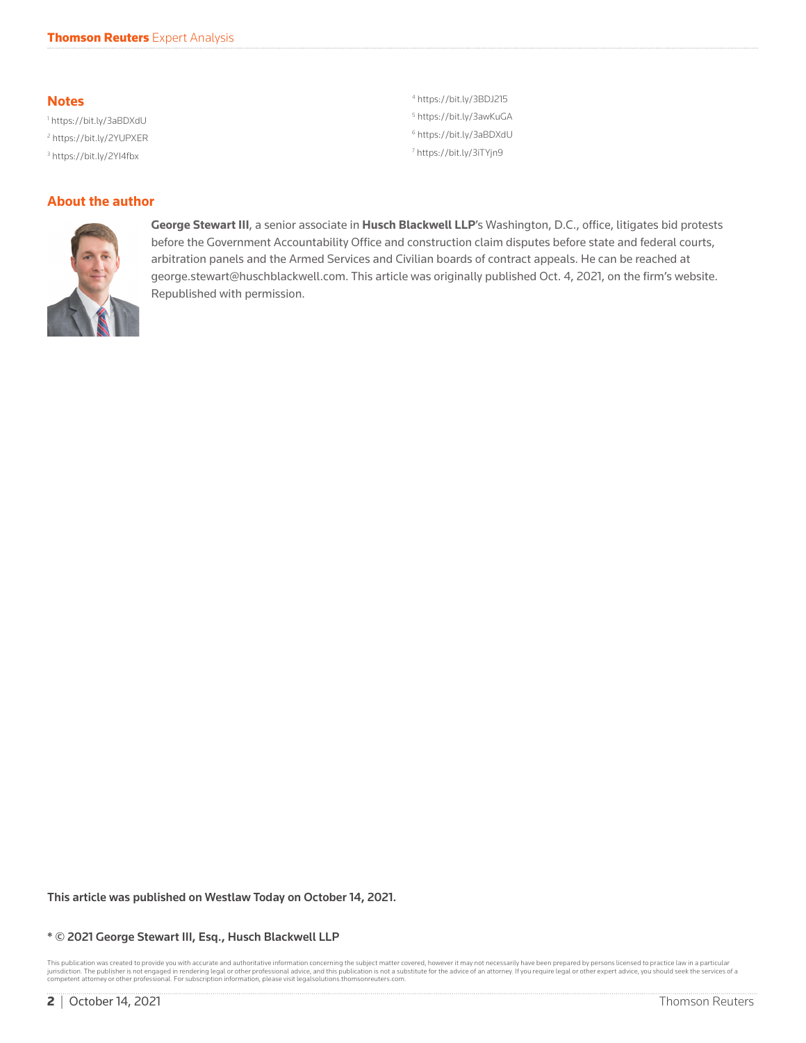## Notes

[1] https://bit.ly/3aBDXdU

[2] https://bit.ly/2YUPXER

[3] https://bit.ly/2YI4fbx

[4] https://bit.ly/3BDJ215

[5] https://bit.ly/3awKuGA

[6] https://bit.ly/3aBDXdU

[7] https://bit.ly/3iTYjn9

## About the author

**George Stewart III**, a senior associate in **Husch Blackwell LLP**'s Washington, D.C., office, litigates bid protests before the Government Accountability Office and construction claim disputes before state and federal courts, arbitration panels and the Armed Services and Civilian boards of contract appeals. He can be reached at george.stewart@huschblackwell.com. This article was originally published Oct. 4, 2021, on the firm's website. Republished with permission.

**This article was published on Westlaw Today on October 14, 2021.**

**\* © 2021 George Stewart III, Esq., Husch Blackwell LLP**

This publication was created to provide you with accurate and authoritative information concerning the subject matter covered, however it may not necessarily have been prepared by persons licensed to practice law in a particular jurisdiction. The publisher is not engaged in rendering legal or other professional advice, and this publication is not a substitute for the advice of an attorney. If you require legal or other expert advice, you should seek the services of a competent attorney or other professional. For subscription information, please visit legalsolutions.thomsonreuters.com.